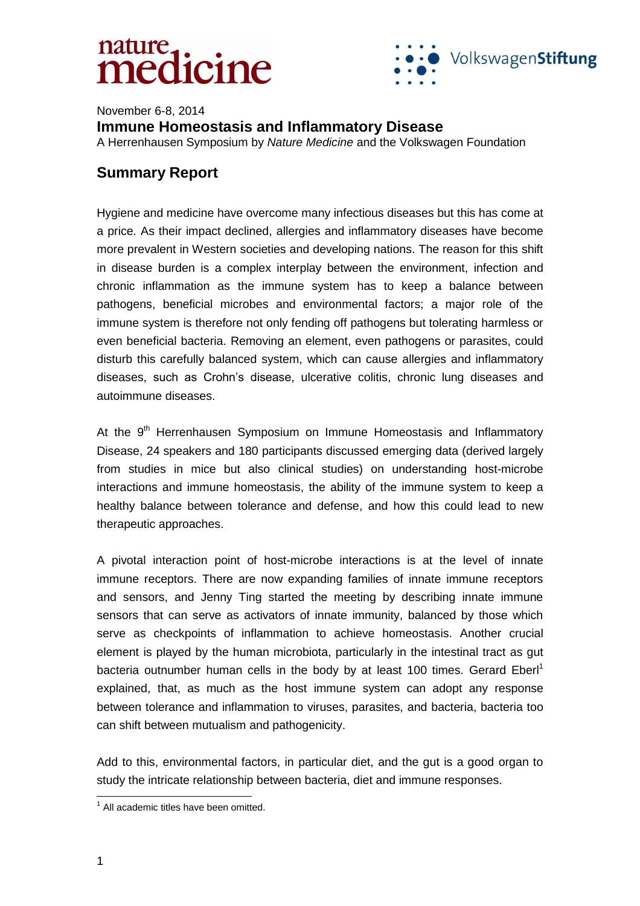November 6-8, 2014

# Immune Homeostasis and Inflammatory Disease

A Herrenhausen Symposium by *Nature Medicine* and the Volkswagen Foundation

## Summary Report

Hygiene and medicine have overcome many infectious diseases but this has come at a price. As their impact declined, allergies and inflammatory diseases have become more prevalent in Western societies and developing nations. The reason for this shift in disease burden is a complex interplay between the environment, infection and chronic inflammation as the immune system has to keep a balance between pathogens, beneficial microbes and environmental factors; a major role of the immune system is therefore not only fending off pathogens but tolerating harmless or even beneficial bacteria. Removing an element, even pathogens or parasites, could disturb this carefully balanced system, which can cause allergies and inflammatory diseases, such as Crohn's disease, ulcerative colitis, chronic lung diseases and autoimmune diseases.

At the 9th Herrenhausen Symposium on Immune Homeostasis and Inflammatory Disease, 24 speakers and 180 participants discussed emerging data (derived largely from studies in mice but also clinical studies) on understanding host-microbe interactions and immune homeostasis, the ability of the immune system to keep a healthy balance between tolerance and defense, and how this could lead to new therapeutic approaches.

A pivotal interaction point of host-microbe interactions is at the level of innate immune receptors. There are now expanding families of innate immune receptors and sensors, and Jenny Ting started the meeting by describing innate immune sensors that can serve as activators of innate immunity, balanced by those which serve as checkpoints of inflammation to achieve homeostasis. Another crucial element is played by the human microbiota, particularly in the intestinal tract as gut bacteria outnumber human cells in the body by at least 100 times. Gerard Eberl[1] explained, that, as much as the host immune system can adopt any response between tolerance and inflammation to viruses, parasites, and bacteria, bacteria too can shift between mutualism and pathogenicity.

Add to this, environmental factors, in particular diet, and the gut is a good organ to study the intricate relationship between bacteria, diet and immune responses.

---

[1] All academic titles have been omitted.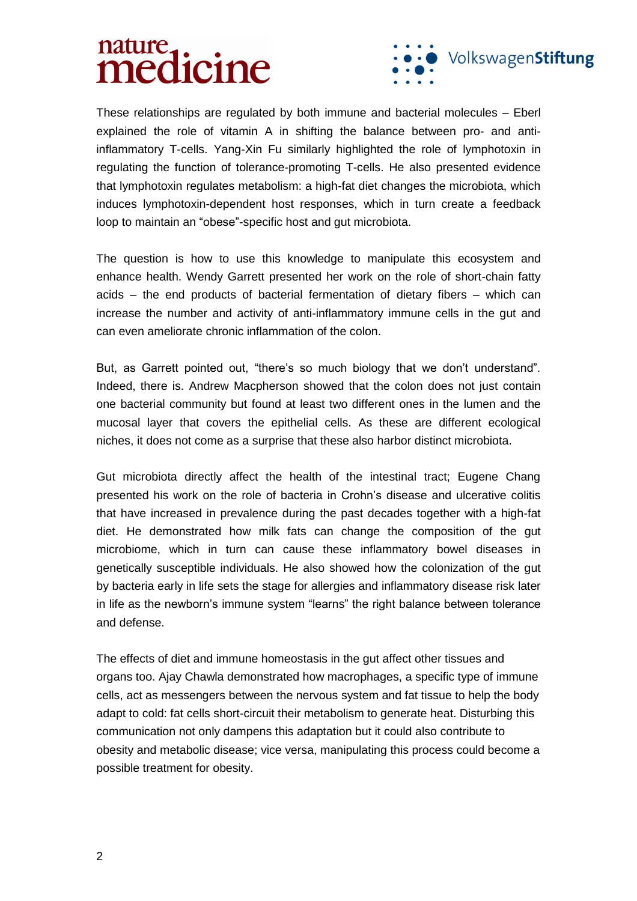These relationships are regulated by both immune and bacterial molecules – Eberl explained the role of vitamin A in shifting the balance between pro- and anti-inflammatory T-cells. Yang-Xin Fu similarly highlighted the role of lymphotoxin in regulating the function of tolerance-promoting T-cells. He also presented evidence that lymphotoxin regulates metabolism: a high-fat diet changes the microbiota, which induces lymphotoxin-dependent host responses, which in turn create a feedback loop to maintain an "obese"-specific host and gut microbiota.

The question is how to use this knowledge to manipulate this ecosystem and enhance health. Wendy Garrett presented her work on the role of short-chain fatty acids – the end products of bacterial fermentation of dietary fibers – which can increase the number and activity of anti-inflammatory immune cells in the gut and can even ameliorate chronic inflammation of the colon.

But, as Garrett pointed out, "there's so much biology that we don't understand". Indeed, there is. Andrew Macpherson showed that the colon does not just contain one bacterial community but found at least two different ones in the lumen and the mucosal layer that covers the epithelial cells. As these are different ecological niches, it does not come as a surprise that these also harbor distinct microbiota.

Gut microbiota directly affect the health of the intestinal tract; Eugene Chang presented his work on the role of bacteria in Crohn's disease and ulcerative colitis that have increased in prevalence during the past decades together with a high-fat diet. He demonstrated how milk fats can change the composition of the gut microbiome, which in turn can cause these inflammatory bowel diseases in genetically susceptible individuals. He also showed how the colonization of the gut by bacteria early in life sets the stage for allergies and inflammatory disease risk later in life as the newborn's immune system "learns" the right balance between tolerance and defense.

The effects of diet and immune homeostasis in the gut affect other tissues and organs too. Ajay Chawla demonstrated how macrophages, a specific type of immune cells, act as messengers between the nervous system and fat tissue to help the body adapt to cold: fat cells short-circuit their metabolism to generate heat. Disturbing this communication not only dampens this adaptation but it could also contribute to obesity and metabolic disease; vice versa, manipulating this process could become a possible treatment for obesity.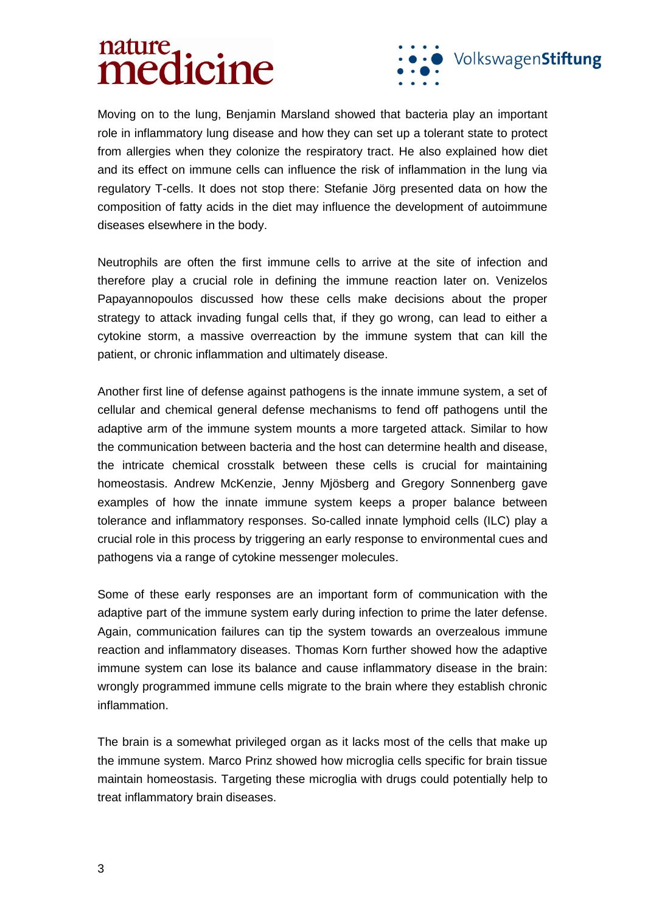Moving on to the lung, Benjamin Marsland showed that bacteria play an important role in inflammatory lung disease and how they can set up a tolerant state to protect from allergies when they colonize the respiratory tract. He also explained how diet and its effect on immune cells can influence the risk of inflammation in the lung via regulatory T-cells. It does not stop there: Stefanie Jörg presented data on how the composition of fatty acids in the diet may influence the development of autoimmune diseases elsewhere in the body.

Neutrophils are often the first immune cells to arrive at the site of infection and therefore play a crucial role in defining the immune reaction later on. Venizelos Papayannopoulos discussed how these cells make decisions about the proper strategy to attack invading fungal cells that, if they go wrong, can lead to either a cytokine storm, a massive overreaction by the immune system that can kill the patient, or chronic inflammation and ultimately disease.

Another first line of defense against pathogens is the innate immune system, a set of cellular and chemical general defense mechanisms to fend off pathogens until the adaptive arm of the immune system mounts a more targeted attack. Similar to how the communication between bacteria and the host can determine health and disease, the intricate chemical crosstalk between these cells is crucial for maintaining homeostasis. Andrew McKenzie, Jenny Mjösberg and Gregory Sonnenberg gave examples of how the innate immune system keeps a proper balance between tolerance and inflammatory responses. So-called innate lymphoid cells (ILC) play a crucial role in this process by triggering an early response to environmental cues and pathogens via a range of cytokine messenger molecules.

Some of these early responses are an important form of communication with the adaptive part of the immune system early during infection to prime the later defense. Again, communication failures can tip the system towards an overzealous immune reaction and inflammatory diseases. Thomas Korn further showed how the adaptive immune system can lose its balance and cause inflammatory disease in the brain: wrongly programmed immune cells migrate to the brain where they establish chronic inflammation.

The brain is a somewhat privileged organ as it lacks most of the cells that make up the immune system. Marco Prinz showed how microglia cells specific for brain tissue maintain homeostasis. Targeting these microglia with drugs could potentially help to treat inflammatory brain diseases.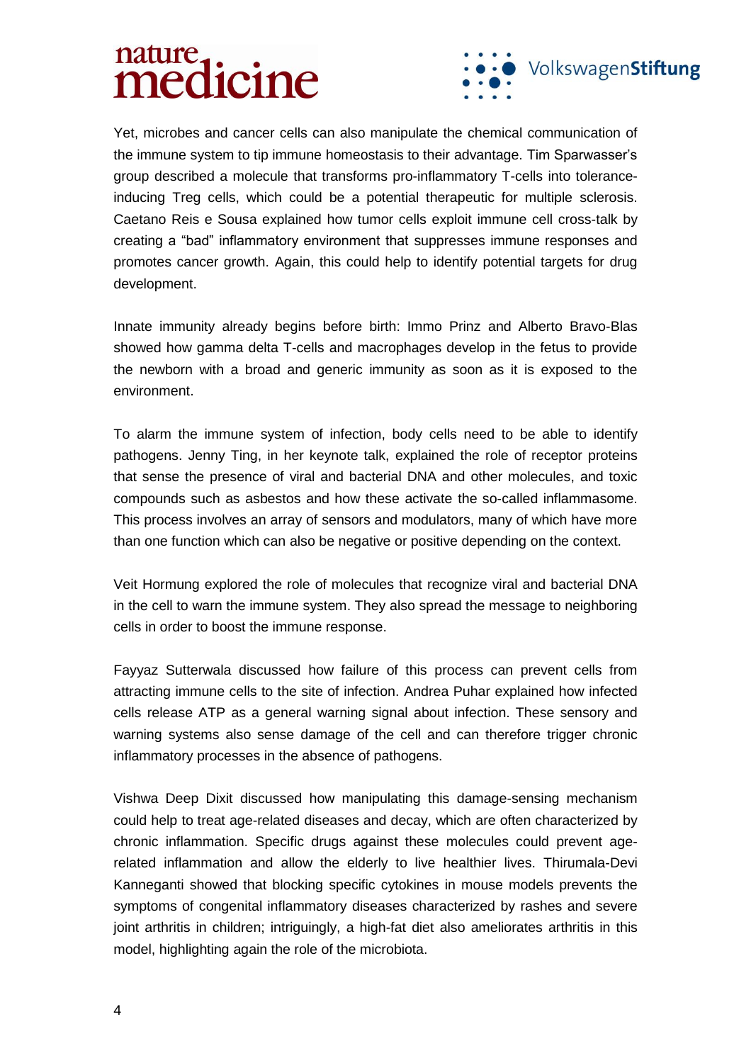Yet, microbes and cancer cells can also manipulate the chemical communication of the immune system to tip immune homeostasis to their advantage. Tim Sparwasser's group described a molecule that transforms pro-inflammatory T-cells into tolerance-inducing Treg cells, which could be a potential therapeutic for multiple sclerosis. Caetano Reis e Sousa explained how tumor cells exploit immune cell cross-talk by creating a "bad" inflammatory environment that suppresses immune responses and promotes cancer growth. Again, this could help to identify potential targets for drug development.

Innate immunity already begins before birth: Immo Prinz and Alberto Bravo-Blas showed how gamma delta T-cells and macrophages develop in the fetus to provide the newborn with a broad and generic immunity as soon as it is exposed to the environment.

To alarm the immune system of infection, body cells need to be able to identify pathogens. Jenny Ting, in her keynote talk, explained the role of receptor proteins that sense the presence of viral and bacterial DNA and other molecules, and toxic compounds such as asbestos and how these activate the so-called inflammasome. This process involves an array of sensors and modulators, many of which have more than one function which can also be negative or positive depending on the context.

Veit Hormung explored the role of molecules that recognize viral and bacterial DNA in the cell to warn the immune system. They also spread the message to neighboring cells in order to boost the immune response.

Fayyaz Sutterwala discussed how failure of this process can prevent cells from attracting immune cells to the site of infection. Andrea Puhar explained how infected cells release ATP as a general warning signal about infection. These sensory and warning systems also sense damage of the cell and can therefore trigger chronic inflammatory processes in the absence of pathogens.

Vishwa Deep Dixit discussed how manipulating this damage-sensing mechanism could help to treat age-related diseases and decay, which are often characterized by chronic inflammation. Specific drugs against these molecules could prevent age-related inflammation and allow the elderly to live healthier lives. Thirumala-Devi Kanneganti showed that blocking specific cytokines in mouse models prevents the symptoms of congenital inflammatory diseases characterized by rashes and severe joint arthritis in children; intriguingly, a high-fat diet also ameliorates arthritis in this model, highlighting again the role of the microbiota.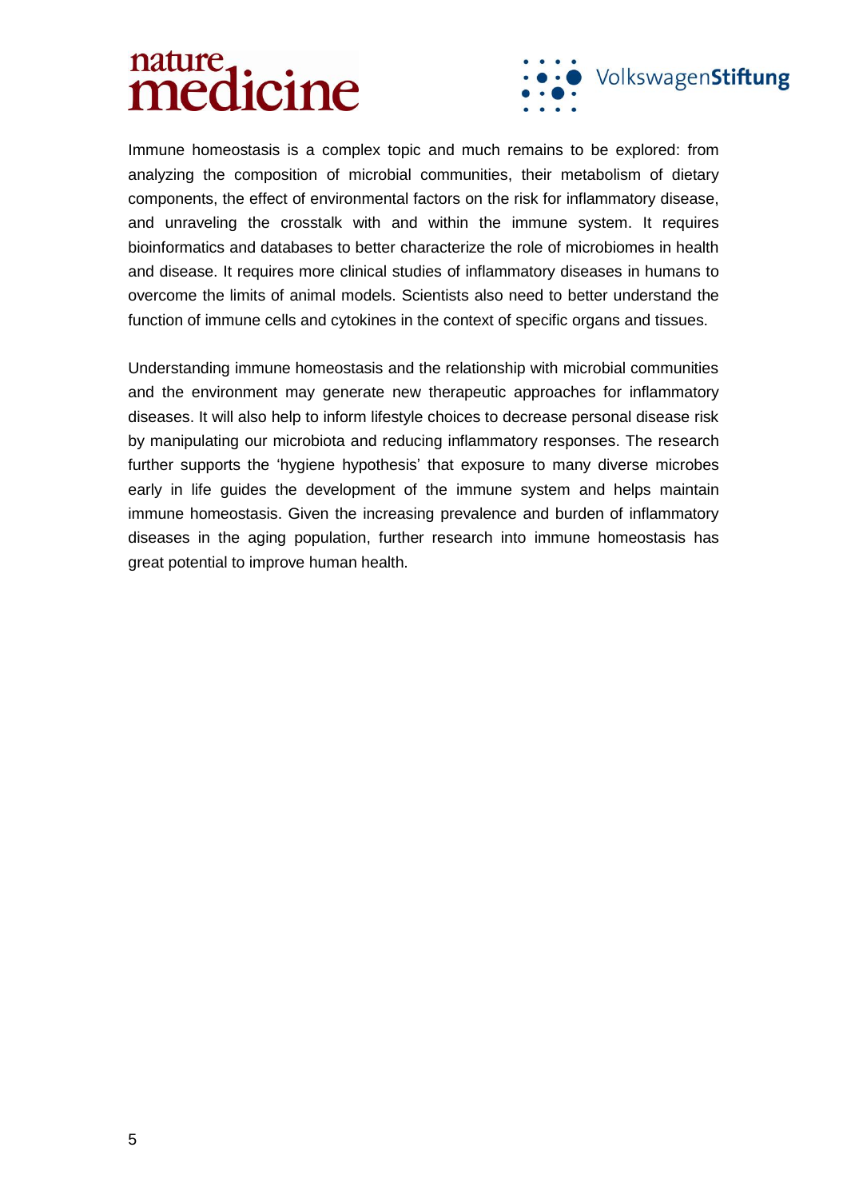Immune homeostasis is a complex topic and much remains to be explored: from analyzing the composition of microbial communities, their metabolism of dietary components, the effect of environmental factors on the risk for inflammatory disease, and unraveling the crosstalk with and within the immune system. It requires bioinformatics and databases to better characterize the role of microbiomes in health and disease. It requires more clinical studies of inflammatory diseases in humans to overcome the limits of animal models. Scientists also need to better understand the function of immune cells and cytokines in the context of specific organs and tissues.

Understanding immune homeostasis and the relationship with microbial communities and the environment may generate new therapeutic approaches for inflammatory diseases. It will also help to inform lifestyle choices to decrease personal disease risk by manipulating our microbiota and reducing inflammatory responses. The research further supports the 'hygiene hypothesis' that exposure to many diverse microbes early in life guides the development of the immune system and helps maintain immune homeostasis. Given the increasing prevalence and burden of inflammatory diseases in the aging population, further research into immune homeostasis has great potential to improve human health.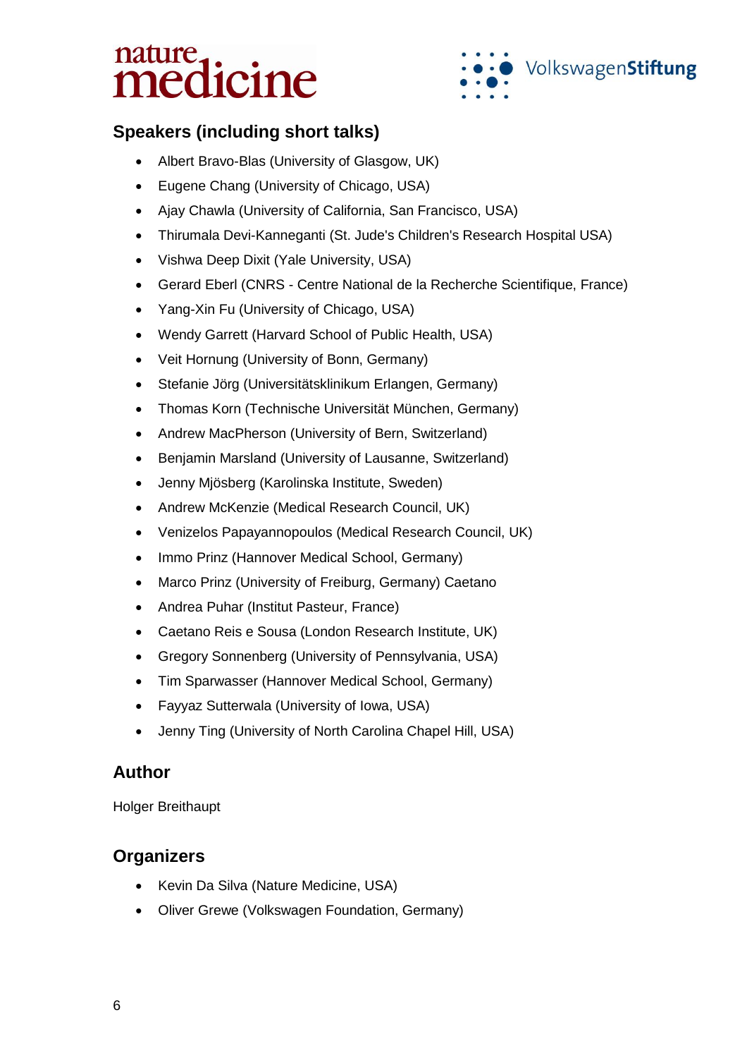## Speakers (including short talks)

- Albert Bravo-Blas (University of Glasgow, UK)
- Eugene Chang (University of Chicago, USA)
- Ajay Chawla (University of California, San Francisco, USA)
- Thirumala Devi-Kanneganti (St. Jude's Children's Research Hospital USA)
- Vishwa Deep Dixit (Yale University, USA)
- Gerard Eberl (CNRS - Centre National de la Recherche Scientifique, France)
- Yang-Xin Fu (University of Chicago, USA)
- Wendy Garrett (Harvard School of Public Health, USA)
- Veit Hornung (University of Bonn, Germany)
- Stefanie Jörg (Universitätsklinikum Erlangen, Germany)
- Thomas Korn (Technische Universität München, Germany)
- Andrew MacPherson (University of Bern, Switzerland)
- Benjamin Marsland (University of Lausanne, Switzerland)
- Jenny Mjösberg (Karolinska Institute, Sweden)
- Andrew McKenzie (Medical Research Council, UK)
- Venizelos Papayannopoulos (Medical Research Council, UK)
- Immo Prinz (Hannover Medical School, Germany)
- Marco Prinz (University of Freiburg, Germany) Caetano
- Andrea Puhar (Institut Pasteur, France)
- Caetano Reis e Sousa (London Research Institute, UK)
- Gregory Sonnenberg (University of Pennsylvania, USA)
- Tim Sparwasser (Hannover Medical School, Germany)
- Fayyaz Sutterwala (University of Iowa, USA)
- Jenny Ting (University of North Carolina Chapel Hill, USA)

## Author

Holger Breithaupt

## Organizers

- Kevin Da Silva (Nature Medicine, USA)
- Oliver Grewe (Volkswagen Foundation, Germany)